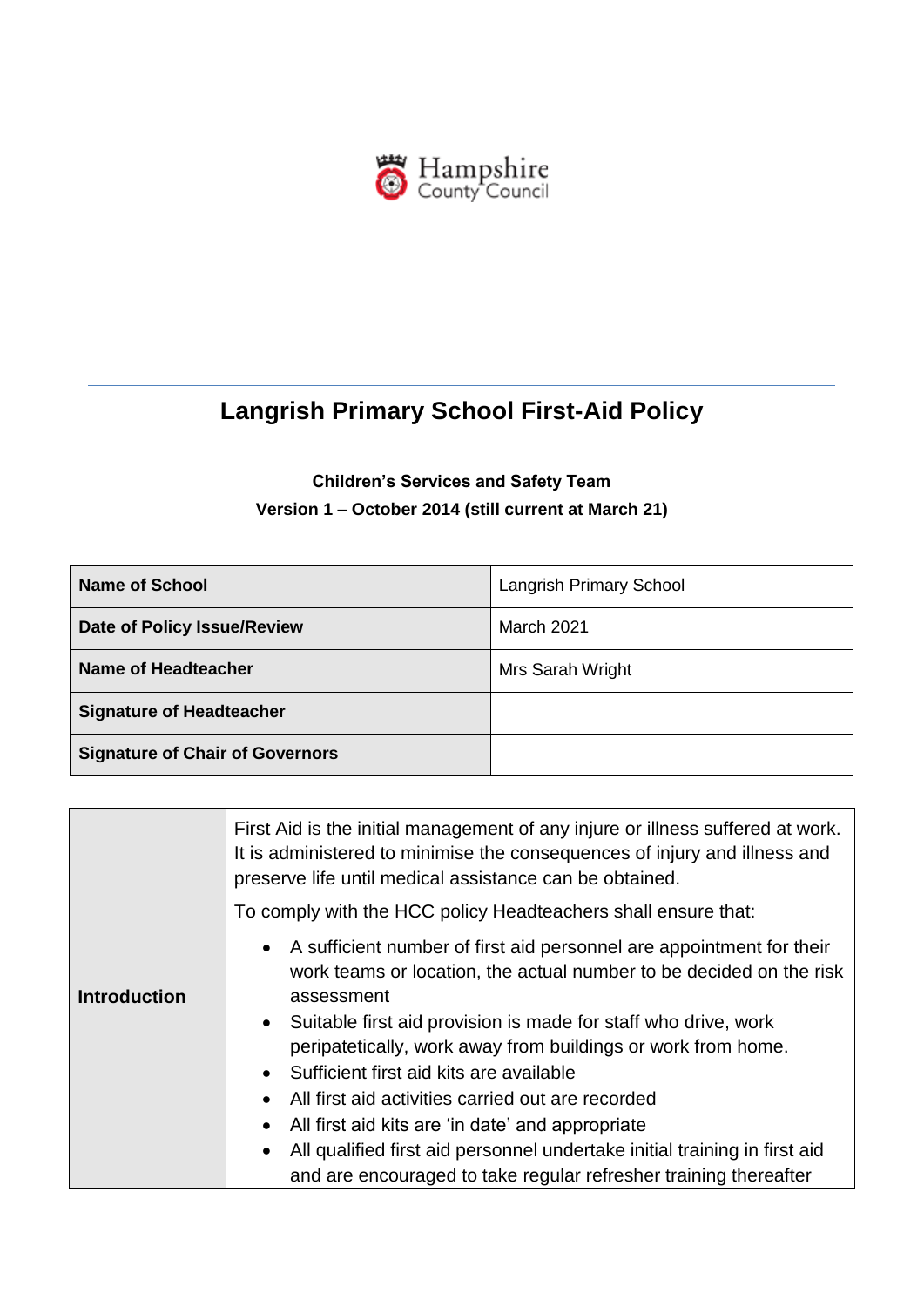Hampshire County Council

# Langrish Primary School First-Aid Policy

**Children's Services and Safety Team**

**Version 1 – October 2014 (still current at March 21)**

| **Name of School** | Langrish Primary School |
|---|---|
| **Date of Policy Issue/Review** | March 2021 |
| **Name of Headteacher** | Mrs Sarah Wright |
| **Signature of Headteacher** | |
| **Signature of Chair of Governors** | |

| | |
|---|---|
| **Introduction** | First Aid is the initial management of any injure or illness suffered at work. It is administered to minimise the consequences of injury and illness and preserve life until medical assistance can be obtained.<br><br>To comply with the HCC policy Headteachers shall ensure that:<br><br>• A sufficient number of first aid personnel are appointment for their work teams or location, the actual number to be decided on the risk assessment<br>• Suitable first aid provision is made for staff who drive, work peripatetically, work away from buildings or work from home.<br>• Sufficient first aid kits are available<br>• All first aid activities carried out are recorded<br>• All first aid kits are 'in date' and appropriate<br>• All qualified first aid personnel undertake initial training in first aid and are encouraged to take regular refresher training thereafter |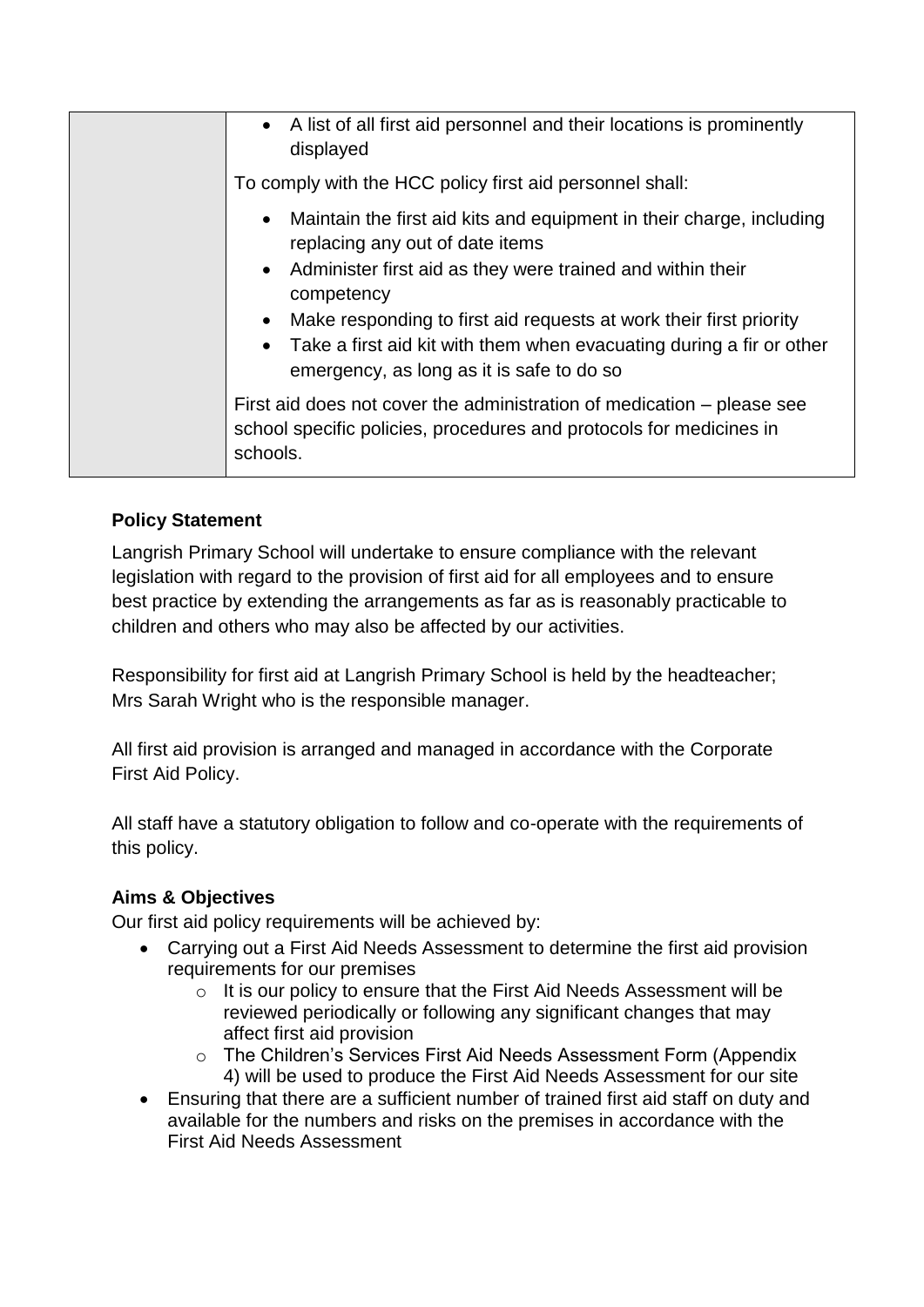|  | • A list of all first aid personnel and their locations is prominently displayed<br><br>To comply with the HCC policy first aid personnel shall:<br><br>• Maintain the first aid kits and equipment in their charge, including replacing any out of date items<br>• Administer first aid as they were trained and within their competency<br>• Make responding to first aid requests at work their first priority<br>• Take a first aid kit with them when evacuating during a fir or other emergency, as long as it is safe to do so<br><br>First aid does not cover the administration of medication – please see school specific policies, procedures and protocols for medicines in schools. |
|---|---|

**Policy Statement**

Langrish Primary School will undertake to ensure compliance with the relevant legislation with regard to the provision of first aid for all employees and to ensure best practice by extending the arrangements as far as is reasonably practicable to children and others who may also be affected by our activities.

Responsibility for first aid at Langrish Primary School is held by the headteacher; Mrs Sarah Wright who is the responsible manager.

All first aid provision is arranged and managed in accordance with the Corporate First Aid Policy.

All staff have a statutory obligation to follow and co-operate with the requirements of this policy.

**Aims & Objectives**

Our first aid policy requirements will be achieved by:

- Carrying out a First Aid Needs Assessment to determine the first aid provision requirements for our premises
  - It is our policy to ensure that the First Aid Needs Assessment will be reviewed periodically or following any significant changes that may affect first aid provision
  - The Children's Services First Aid Needs Assessment Form (Appendix 4) will be used to produce the First Aid Needs Assessment for our site
- Ensuring that there are a sufficient number of trained first aid staff on duty and available for the numbers and risks on the premises in accordance with the First Aid Needs Assessment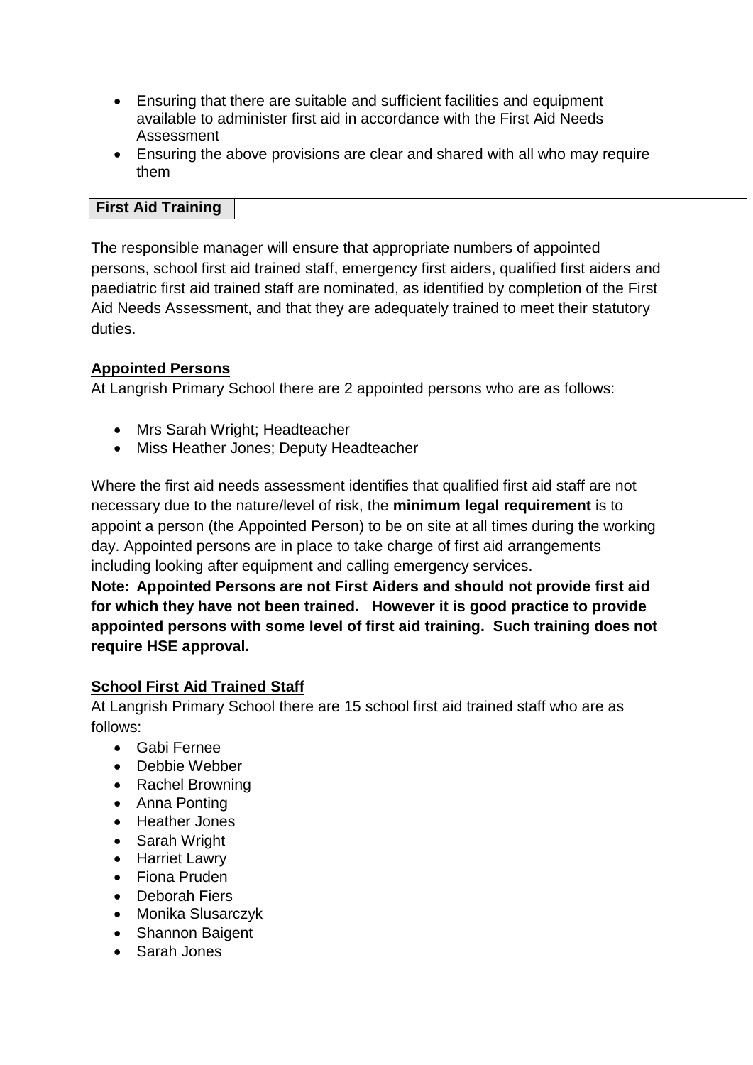- Ensuring that there are suitable and sufficient facilities and equipment available to administer first aid in accordance with the First Aid Needs Assessment
- Ensuring the above provisions are clear and shared with all who may require them

| First Aid Training | |
|---|---|

The responsible manager will ensure that appropriate numbers of appointed persons, school first aid trained staff, emergency first aiders, qualified first aiders and paediatric first aid trained staff are nominated, as identified by completion of the First Aid Needs Assessment, and that they are adequately trained to meet their statutory duties.

**Appointed Persons**

At Langrish Primary School there are 2 appointed persons who are as follows:

- Mrs Sarah Wright; Headteacher
- Miss Heather Jones; Deputy Headteacher

Where the first aid needs assessment identifies that qualified first aid staff are not necessary due to the nature/level of risk, the **minimum legal requirement** is to appoint a person (the Appointed Person) to be on site at all times during the working day. Appointed persons are in place to take charge of first aid arrangements including looking after equipment and calling emergency services.

**Note: Appointed Persons are not First Aiders and should not provide first aid for which they have not been trained. However it is good practice to provide appointed persons with some level of first aid training. Such training does not require HSE approval.**

**School First Aid Trained Staff**

At Langrish Primary School there are 15 school first aid trained staff who are as follows:

- Gabi Fernee
- Debbie Webber
- Rachel Browning
- Anna Ponting
- Heather Jones
- Sarah Wright
- Harriet Lawry
- Fiona Pruden
- Deborah Fiers
- Monika Slusarczyk
- Shannon Baigent
- Sarah Jones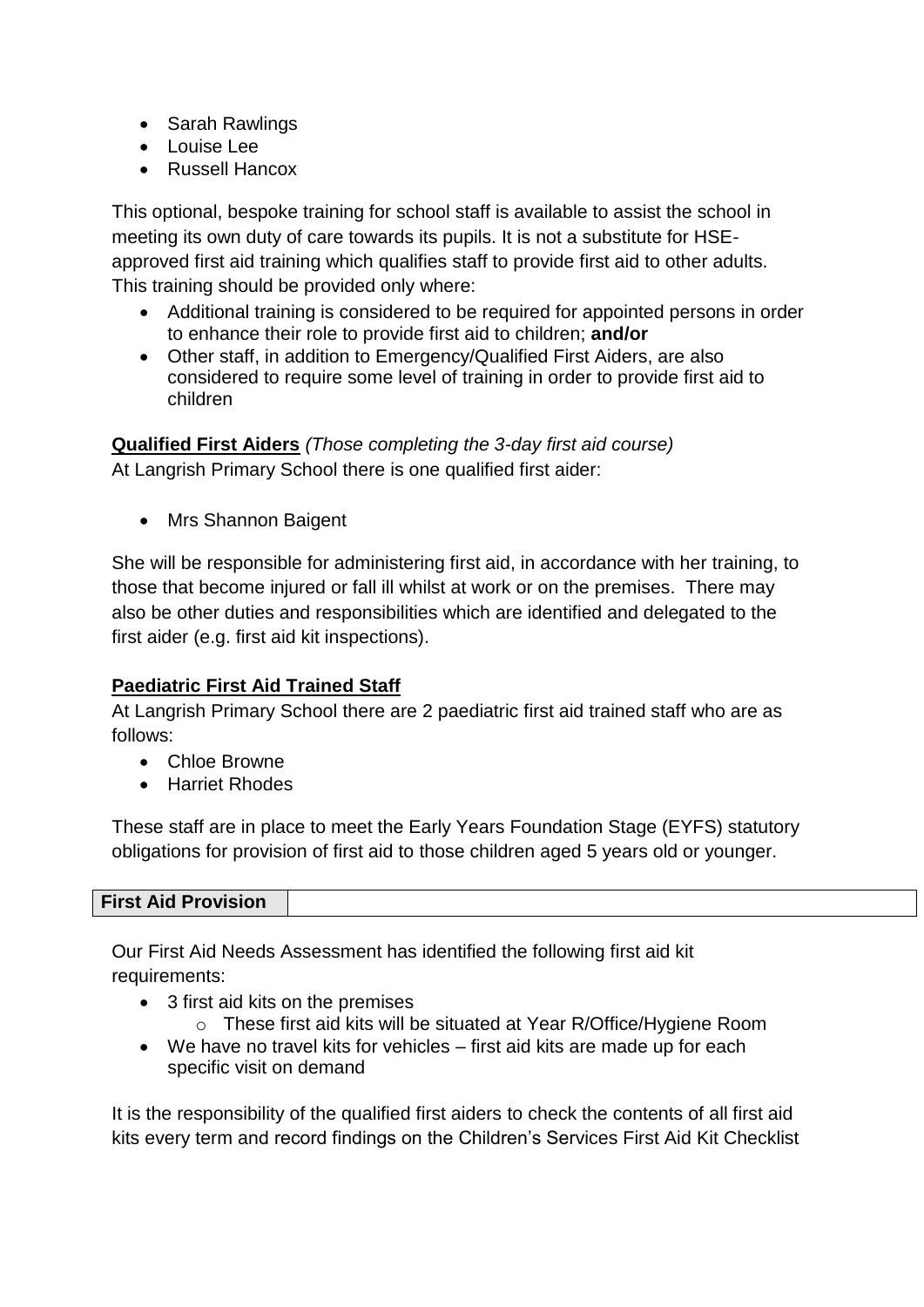- Sarah Rawlings
- Louise Lee
- Russell Hancox

This optional, bespoke training for school staff is available to assist the school in meeting its own duty of care towards its pupils. It is not a substitute for HSE-approved first aid training which qualifies staff to provide first aid to other adults. This training should be provided only where:

- Additional training is considered to be required for appointed persons in order to enhance their role to provide first aid to children; **and/or**
- Other staff, in addition to Emergency/Qualified First Aiders, are also considered to require some level of training in order to provide first aid to children

**Qualified First Aiders** *(Those completing the 3-day first aid course)*
At Langrish Primary School there is one qualified first aider:

- Mrs Shannon Baigent

She will be responsible for administering first aid, in accordance with her training, to those that become injured or fall ill whilst at work or on the premises. There may also be other duties and responsibilities which are identified and delegated to the first aider (e.g. first aid kit inspections).

**Paediatric First Aid Trained Staff**
At Langrish Primary School there are 2 paediatric first aid trained staff who are as follows:

- Chloe Browne
- Harriet Rhodes

These staff are in place to meet the Early Years Foundation Stage (EYFS) statutory obligations for provision of first aid to those children aged 5 years old or younger.

## First Aid Provision

Our First Aid Needs Assessment has identified the following first aid kit requirements:

- 3 first aid kits on the premises
  - These first aid kits will be situated at Year R/Office/Hygiene Room
- We have no travel kits for vehicles – first aid kits are made up for each specific visit on demand

It is the responsibility of the qualified first aiders to check the contents of all first aid kits every term and record findings on the Children's Services First Aid Kit Checklist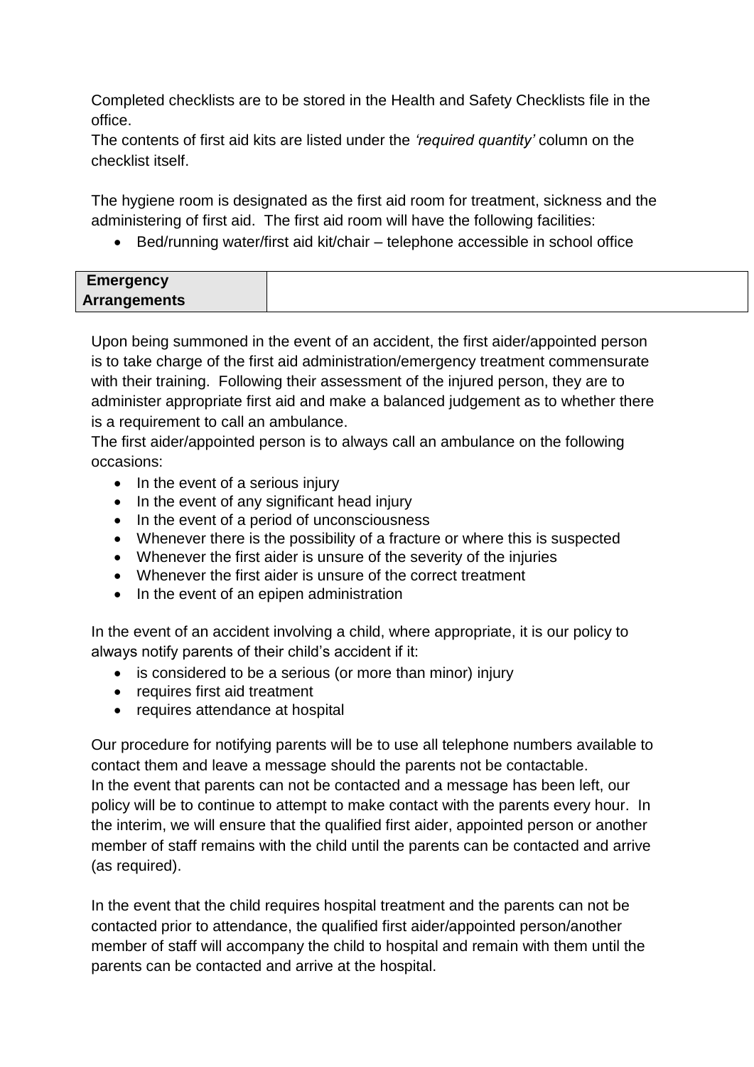Completed checklists are to be stored in the Health and Safety Checklists file in the office.
The contents of first aid kits are listed under the *'required quantity'* column on the checklist itself.

The hygiene room is designated as the first aid room for treatment, sickness and the administering of first aid. The first aid room will have the following facilities:

- Bed/running water/first aid kit/chair – telephone accessible in school office

## Emergency Arrangements

Upon being summoned in the event of an accident, the first aider/appointed person is to take charge of the first aid administration/emergency treatment commensurate with their training. Following their assessment of the injured person, they are to administer appropriate first aid and make a balanced judgement as to whether there is a requirement to call an ambulance.
The first aider/appointed person is to always call an ambulance on the following occasions:

- In the event of a serious injury
- In the event of any significant head injury
- In the event of a period of unconsciousness
- Whenever there is the possibility of a fracture or where this is suspected
- Whenever the first aider is unsure of the severity of the injuries
- Whenever the first aider is unsure of the correct treatment
- In the event of an epipen administration

In the event of an accident involving a child, where appropriate, it is our policy to always notify parents of their child's accident if it:

- is considered to be a serious (or more than minor) injury
- requires first aid treatment
- requires attendance at hospital

Our procedure for notifying parents will be to use all telephone numbers available to contact them and leave a message should the parents not be contactable.
In the event that parents can not be contacted and a message has been left, our policy will be to continue to attempt to make contact with the parents every hour. In the interim, we will ensure that the qualified first aider, appointed person or another member of staff remains with the child until the parents can be contacted and arrive (as required).

In the event that the child requires hospital treatment and the parents can not be contacted prior to attendance, the qualified first aider/appointed person/another member of staff will accompany the child to hospital and remain with them until the parents can be contacted and arrive at the hospital.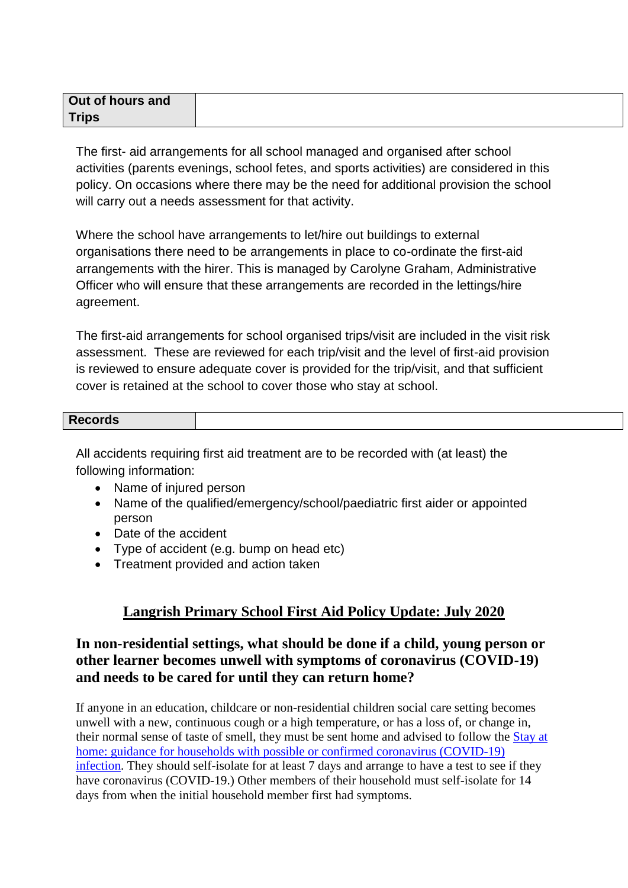## Out of hours and Trips

The first- aid arrangements for all school managed and organised after school activities (parents evenings, school fetes, and sports activities) are considered in this policy. On occasions where there may be the need for additional provision the school will carry out a needs assessment for that activity.

Where the school have arrangements to let/hire out buildings to external organisations there need to be arrangements in place to co-ordinate the first-aid arrangements with the hirer. This is managed by Carolyne Graham, Administrative Officer who will ensure that these arrangements are recorded in the lettings/hire agreement.

The first-aid arrangements for school organised trips/visit are included in the visit risk assessment. These are reviewed for each trip/visit and the level of first-aid provision is reviewed to ensure adequate cover is provided for the trip/visit, and that sufficient cover is retained at the school to cover those who stay at school.

## Records

All accidents requiring first aid treatment are to be recorded with (at least) the following information:

- Name of injured person
- Name of the qualified/emergency/school/paediatric first aider or appointed person
- Date of the accident
- Type of accident (e.g. bump on head etc)
- Treatment provided and action taken

## Langrish Primary School First Aid Policy Update: July 2020

### In non-residential settings, what should be done if a child, young person or other learner becomes unwell with symptoms of coronavirus (COVID-19) and needs to be cared for until they can return home?

If anyone in an education, childcare or non-residential children social care setting becomes unwell with a new, continuous cough or a high temperature, or has a loss of, or change in, their normal sense of taste of smell, they must be sent home and advised to follow the Stay at home: guidance for households with possible or confirmed coronavirus (COVID-19) infection. They should self-isolate for at least 7 days and arrange to have a test to see if they have coronavirus (COVID-19.) Other members of their household must self-isolate for 14 days from when the initial household member first had symptoms.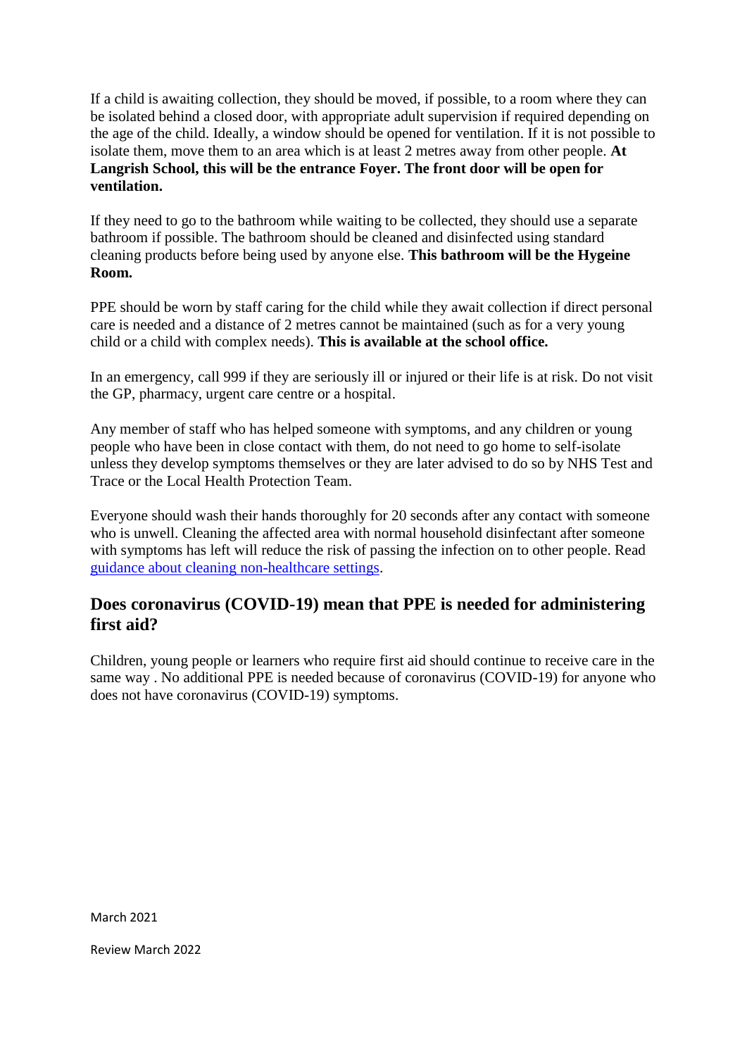If a child is awaiting collection, they should be moved, if possible, to a room where they can be isolated behind a closed door, with appropriate adult supervision if required depending on the age of the child. Ideally, a window should be opened for ventilation. If it is not possible to isolate them, move them to an area which is at least 2 metres away from other people. **At Langrish School, this will be the entrance Foyer. The front door will be open for ventilation.**

If they need to go to the bathroom while waiting to be collected, they should use a separate bathroom if possible. The bathroom should be cleaned and disinfected using standard cleaning products before being used by anyone else. **This bathroom will be the Hygeine Room.**

PPE should be worn by staff caring for the child while they await collection if direct personal care is needed and a distance of 2 metres cannot be maintained (such as for a very young child or a child with complex needs). **This is available at the school office.**

In an emergency, call 999 if they are seriously ill or injured or their life is at risk. Do not visit the GP, pharmacy, urgent care centre or a hospital.

Any member of staff who has helped someone with symptoms, and any children or young people who have been in close contact with them, do not need to go home to self-isolate unless they develop symptoms themselves or they are later advised to do so by NHS Test and Trace or the Local Health Protection Team.

Everyone should wash their hands thoroughly for 20 seconds after any contact with someone who is unwell. Cleaning the affected area with normal household disinfectant after someone with symptoms has left will reduce the risk of passing the infection on to other people. Read guidance about cleaning non-healthcare settings.

## Does coronavirus (COVID-19) mean that PPE is needed for administering first aid?

Children, young people or learners who require first aid should continue to receive care in the same way . No additional PPE is needed because of coronavirus (COVID-19) for anyone who does not have coronavirus (COVID-19) symptoms.

March 2021

Review March 2022